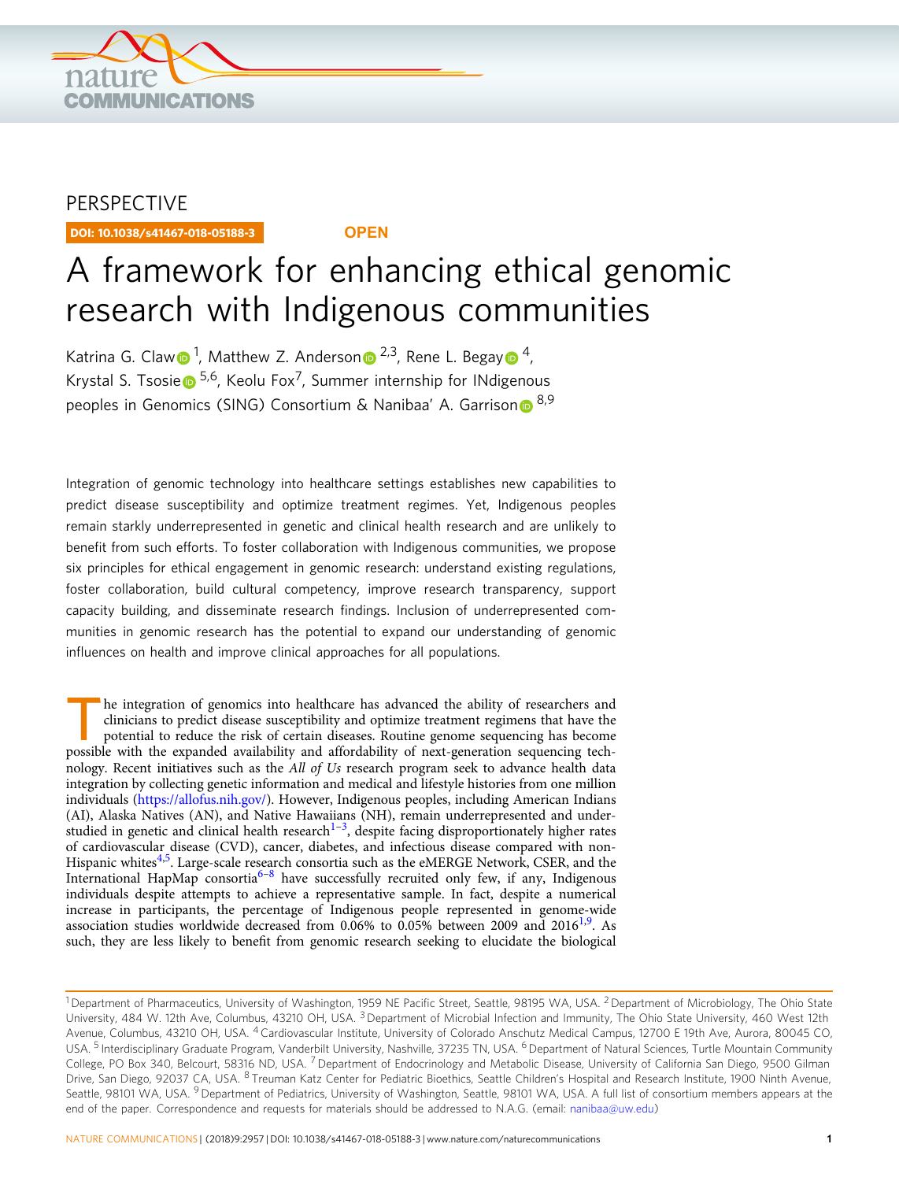PERSPECTIVE

DOI: 10.1038/s41467-018-05188-3 **OPEN**

# A framework for enhancing ethical genomic research with Indigenous communities

Katrina G. Claw[1], Matthew Z. Anderson[2,3], Rene L. Begay[4], Krystal S. Tsosie[5,6], Keolu Fox[7], Summer internship for INdigenous peoples in Genomics (SING) Consortium & Nanibaa' A. Garrison[8,9]

Integration of genomic technology into healthcare settings establishes new capabilities to predict disease susceptibility and optimize treatment regimes. Yet, Indigenous peoples remain starkly underrepresented in genetic and clinical health research and are unlikely to benefit from such efforts. To foster collaboration with Indigenous communities, we propose six principles for ethical engagement in genomic research: understand existing regulations, foster collaboration, build cultural competency, improve research transparency, support capacity building, and disseminate research findings. Inclusion of underrepresented communities in genomic research has the potential to expand our understanding of genomic influences on health and improve clinical approaches for all populations.

The integration of genomics into healthcare has advanced the ability of researchers and clinicians to predict disease susceptibility and optimize treatment regimens that have the potential to reduce the risk of certain diseases. Routine genome sequencing has become possible with the expanded availability and affordability of next-generation sequencing technology. Recent initiatives such as the *All of Us* research program seek to advance health data integration by collecting genetic information and medical and lifestyle histories from one million individuals (https://allofus.nih.gov/). However, Indigenous peoples, including American Indians (AI), Alaska Natives (AN), and Native Hawaiians (NH), remain underrepresented and understudied in genetic and clinical health research[1–3], despite facing disproportionately higher rates of cardiovascular disease (CVD), cancer, diabetes, and infectious disease compared with non-Hispanic whites[4,5]. Large-scale research consortia such as the eMERGE Network, CSER, and the International HapMap consortia[6–8] have successfully recruited only few, if any, Indigenous individuals despite attempts to achieve a representative sample. In fact, despite a numerical increase in participants, the percentage of Indigenous people represented in genome-wide association studies worldwide decreased from 0.06% to 0.05% between 2009 and 2016[1,9]. As such, they are less likely to benefit from genomic research seeking to elucidate the biological

---

[1] Department of Pharmaceutics, University of Washington, 1959 NE Pacific Street, Seattle, 98195 WA, USA. [2] Department of Microbiology, The Ohio State University, 484 W. 12th Ave, Columbus, 43210 OH, USA. [3] Department of Microbial Infection and Immunity, The Ohio State University, 460 West 12th Avenue, Columbus, 43210 OH, USA. [4] Cardiovascular Institute, University of Colorado Anschutz Medical Campus, 12700 E 19th Ave, Aurora, 80045 CO, USA. [5] Interdisciplinary Graduate Program, Vanderbilt University, Nashville, 37235 TN, USA. [6] Department of Natural Sciences, Turtle Mountain Community College, PO Box 340, Belcourt, 58316 ND, USA. [7] Department of Endocrinology and Metabolic Disease, University of California San Diego, 9500 Gilman Drive, San Diego, 92037 CA, USA. [8] Treuman Katz Center for Pediatric Bioethics, Seattle Children's Hospital and Research Institute, 1900 Ninth Avenue, Seattle, 98101 WA, USA. [9] Department of Pediatrics, University of Washington, Seattle, 98101 WA, USA. A full list of consortium members appears at the end of the paper. Correspondence and requests for materials should be addressed to N.A.G. (email: nanibaa@uw.edu)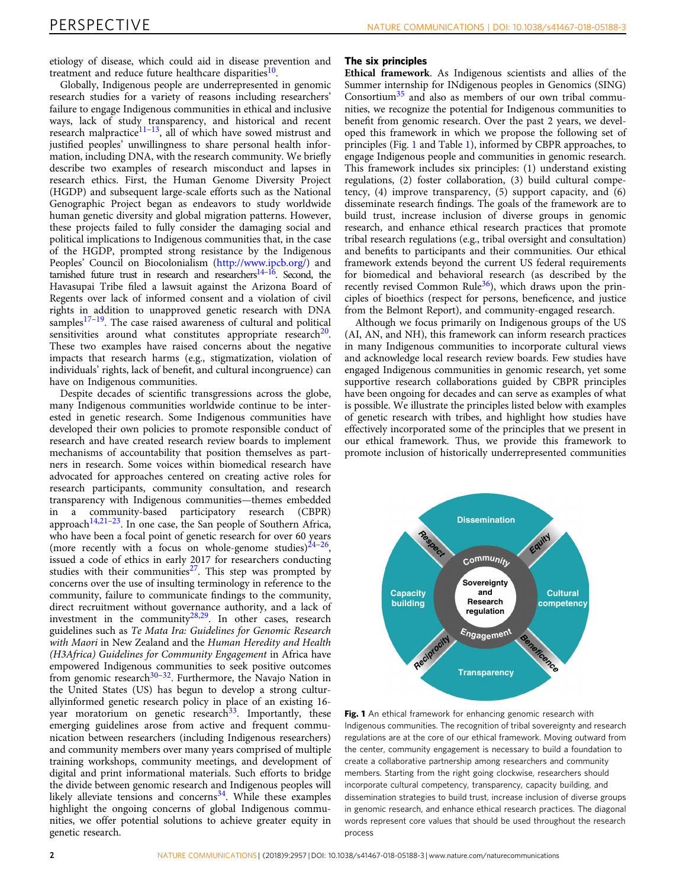etiology of disease, which could aid in disease prevention and treatment and reduce future healthcare disparities[10].

Globally, Indigenous people are underrepresented in genomic research studies for a variety of reasons including researchers' failure to engage Indigenous communities in ethical and inclusive ways, lack of study transparency, and historical and recent research malpractice[11–13], all of which have sowed mistrust and justified peoples' unwillingness to share personal health information, including DNA, with the research community. We briefly describe two examples of research misconduct and lapses in research ethics. First, the Human Genome Diversity Project (HGDP) and subsequent large-scale efforts such as the National Genographic Project began as endeavors to study worldwide human genetic diversity and global migration patterns. However, these projects failed to fully consider the damaging social and political implications to Indigenous communities that, in the case of the HGDP, prompted strong resistance by the Indigenous Peoples' Council on Biocolonialism (http://www.ipcb.org/) and tarnished future trust in research and researchers[14–16]. Second, the Havasupai Tribe filed a lawsuit against the Arizona Board of Regents over lack of informed consent and a violation of civil rights in addition to unapproved genetic research with DNA samples[17–19]. The case raised awareness of cultural and political sensitivities around what constitutes appropriate research[20]. These two examples have raised concerns about the negative impacts that research harms (e.g., stigmatization, violation of individuals' rights, lack of benefit, and cultural incongruence) can have on Indigenous communities.

Despite decades of scientific transgressions across the globe, many Indigenous communities worldwide continue to be interested in genetic research. Some Indigenous communities have developed their own policies to promote responsible conduct of research and have created research review boards to implement mechanisms of accountability that position themselves as partners in research. Some voices within biomedical research have advocated for approaches centered on creating active roles for research participants, community consultation, and research transparency with Indigenous communities—themes embedded in a community-based participatory research (CBPR) approach[14,21–23]. In one case, the San people of Southern Africa, who have been a focal point of genetic research for over 60 years (more recently with a focus on whole-genome studies)[24–26], issued a code of ethics in early 2017 for researchers conducting studies with their communities[27]. This step was prompted by concerns over the use of insulting terminology in reference to the community, failure to communicate findings to the community, direct recruitment without governance authority, and a lack of investment in the community[28,29]. In other cases, research guidelines such as *Te Mata Ira: Guidelines for Genomic Research with Maori* in New Zealand and the *Human Heredity and Health (H3Africa) Guidelines for Community Engagement* in Africa have empowered Indigenous communities to seek positive outcomes from genomic research[30–32]. Furthermore, the Navajo Nation in the United States (US) has begun to develop a strong culturallyinformed genetic research policy in place of an existing 16-year moratorium on genetic research[33]. Importantly, these emerging guidelines arose from active and frequent communication between researchers (including Indigenous researchers) and community members over many years comprised of multiple training workshops, community meetings, and development of digital and print informational materials. Such efforts to bridge the divide between genomic research and Indigenous peoples will likely alleviate tensions and concerns[34]. While these examples highlight the ongoing concerns of global Indigenous communities, we offer potential solutions to achieve greater equity in genetic research.

## The six principles

**Ethical framework**. As Indigenous scientists and allies of the Summer internship for INdigenous peoples in Genomics (SING) Consortium[35] and also as members of our own tribal communities, we recognize the potential for Indigenous communities to benefit from genomic research. Over the past 2 years, we developed this framework in which we propose the following set of principles (Fig. 1 and Table 1), informed by CBPR approaches, to engage Indigenous people and communities in genomic research. This framework includes six principles: (1) understand existing regulations, (2) foster collaboration, (3) build cultural competency, (4) improve transparency, (5) support capacity, and (6) disseminate research findings. The goals of the framework are to build trust, increase inclusion of diverse groups in genomic research, and enhance ethical research practices that promote tribal research regulations (e.g., tribal oversight and consultation) and benefits to participants and their communities. Our ethical framework extends beyond the current US federal requirements for biomedical and behavioral research (as described by the recently revised Common Rule[36]), which draws upon the principles of bioethics (respect for persons, beneficence, and justice from the Belmont Report), and community-engaged research.

Although we focus primarily on Indigenous groups of the US (AI, AN, and NH), this framework can inform research practices in many Indigenous communities to incorporate cultural views and acknowledge local research review boards. Few studies have engaged Indigenous communities in genomic research, yet some supportive research collaborations guided by CBPR principles have been ongoing for decades and can serve as examples of what is possible. We illustrate the principles listed below with examples of genetic research with tribes, and highlight how studies have effectively incorporated some of the principles that we present in our ethical framework. Thus, we provide this framework to promote inclusion of historically underrepresented communities

**Fig. 1** An ethical framework for enhancing genomic research with Indigenous communities. The recognition of tribal sovereignty and research regulations are at the core of our ethical framework. Moving outward from the center, community engagement is necessary to build a foundation to create a collaborative partnership among researchers and community members. Starting from the right going clockwise, researchers should incorporate cultural competency, transparency, capacity building, and dissemination strategies to build trust, increase inclusion of diverse groups in genomic research, and enhance ethical research practices. The diagonal words represent core values that should be used throughout the research process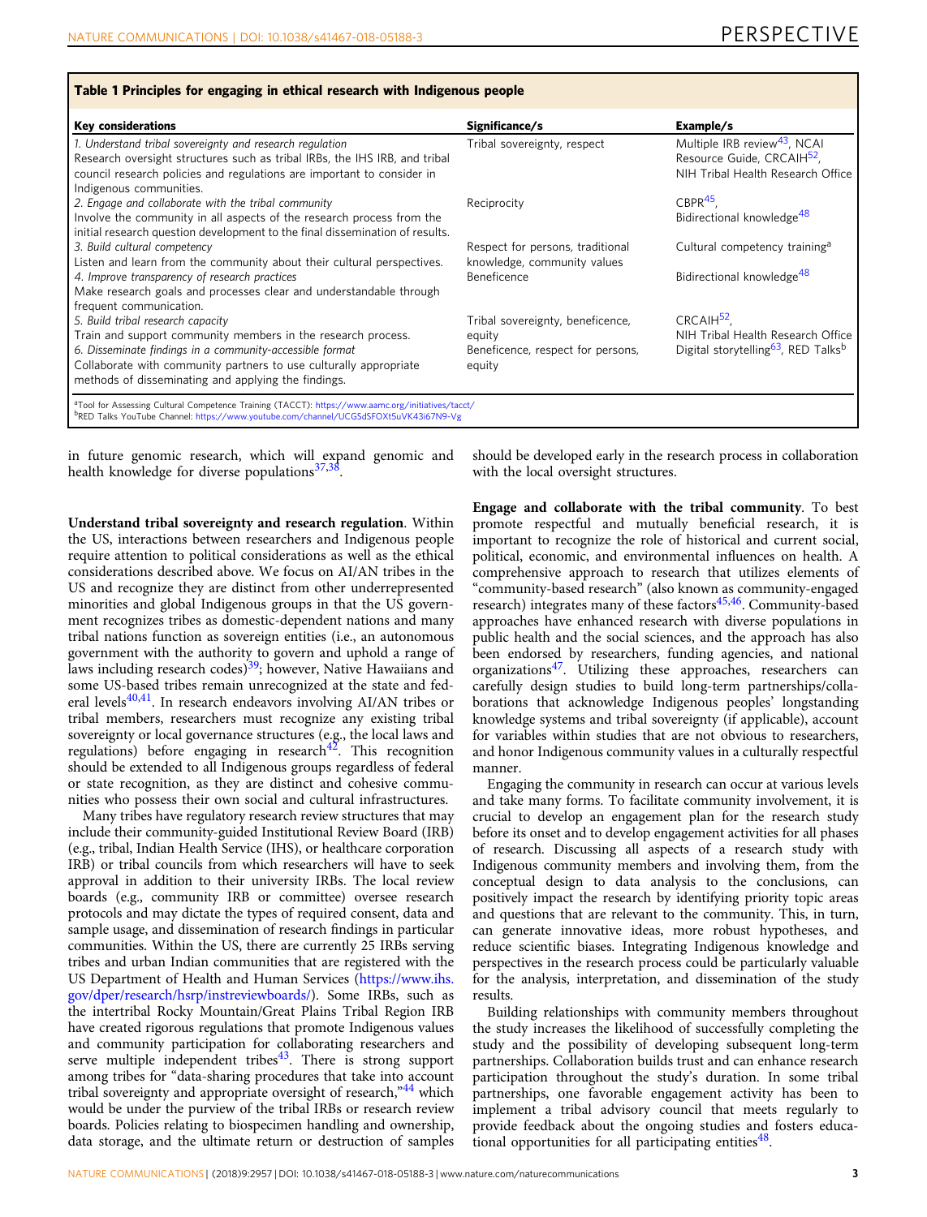**Table 1 Principles for engaging in ethical research with Indigenous people**

| Key considerations | Significance/s | Example/s |
| --- | --- | --- |
| *1. Understand tribal sovereignty and research regulation* Research oversight structures such as tribal IRBs, the IHS IRB, and tribal council research policies and regulations are important to consider in Indigenous communities. | Tribal sovereignty, respect | Multiple IRB review[43], NCAI Resource Guide, CRCAIH[52], NIH Tribal Health Research Office |
| *2. Engage and collaborate with the tribal community* Involve the community in all aspects of the research process from the initial research question development to the final dissemination of results. | Reciprocity | CBPR[45], Bidirectional knowledge[48] |
| *3. Build cultural competency* Listen and learn from the community about their cultural perspectives. | Respect for persons, traditional knowledge, community values | Cultural competency training[a] |
| *4. Improve transparency of research practices* Make research goals and processes clear and understandable through frequent communication. | Beneficence | Bidirectional knowledge[48] |
| *5. Build tribal research capacity* Train and support community members in the research process. | Tribal sovereignty, beneficence, equity | CRCAIH[52], NIH Tribal Health Research Office |
| *6. Disseminate findings in a community-accessible format* Collaborate with community partners to use culturally appropriate methods of disseminating and applying the findings. | Beneficence, respect for persons, equity | Digital storytelling[63], RED Talks[b] |

[a]Tool for Assessing Cultural Competence Training (TACCT): https://www.aamc.org/initiatives/tacct/
[b]RED Talks YouTube Channel: https://www.youtube.com/channel/UCGSdSFOXt5uVK43i67N9-Vg

in future genomic research, which will expand genomic and health knowledge for diverse populations[37,38].

**Understand tribal sovereignty and research regulation**. Within the US, interactions between researchers and Indigenous people require attention to political considerations as well as the ethical considerations described above. We focus on AI/AN tribes in the US and recognize they are distinct from other underrepresented minorities and global Indigenous groups in that the US government recognizes tribes as domestic-dependent nations and many tribal nations function as sovereign entities (i.e., an autonomous government with the authority to govern and uphold a range of laws including research codes)[39]; however, Native Hawaiians and some US-based tribes remain unrecognized at the state and federal levels[40,41]. In research endeavors involving AI/AN tribes or tribal members, researchers must recognize any existing tribal sovereignty or local governance structures (e.g., the local laws and regulations) before engaging in research[42]. This recognition should be extended to all Indigenous groups regardless of federal or state recognition, as they are distinct and cohesive communities who possess their own social and cultural infrastructures.

Many tribes have regulatory research review structures that may include their community-guided Institutional Review Board (IRB) (e.g., tribal, Indian Health Service (IHS), or healthcare corporation IRB) or tribal councils from which researchers will have to seek approval in addition to their university IRBs. The local review boards (e.g., community IRB or committee) oversee research protocols and may dictate the types of required consent, data and sample usage, and dissemination of research findings in particular communities. Within the US, there are currently 25 IRBs serving tribes and urban Indian communities that are registered with the US Department of Health and Human Services (https://www.ihs.gov/dper/research/hsrp/instreviewboards/). Some IRBs, such as the intertribal Rocky Mountain/Great Plains Tribal Region IRB have created rigorous regulations that promote Indigenous values and community participation for collaborating researchers and serve multiple independent tribes[43]. There is strong support among tribes for "data-sharing procedures that take into account tribal sovereignty and appropriate oversight of research,"[44] which would be under the purview of the tribal IRBs or research review boards. Policies relating to biospecimen handling and ownership, data storage, and the ultimate return or destruction of samples should be developed early in the research process in collaboration with the local oversight structures.

**Engage and collaborate with the tribal community**. To best promote respectful and mutually beneficial research, it is important to recognize the role of historical and current social, political, economic, and environmental influences on health. A comprehensive approach to research that utilizes elements of "community-based research" (also known as community-engaged research) integrates many of these factors[45,46]. Community-based approaches have enhanced research with diverse populations in public health and the social sciences, and the approach has also been endorsed by researchers, funding agencies, and national organizations[47]. Utilizing these approaches, researchers can carefully design studies to build long-term partnerships/collaborations that acknowledge Indigenous peoples' longstanding knowledge systems and tribal sovereignty (if applicable), account for variables within studies that are not obvious to researchers, and honor Indigenous community values in a culturally respectful manner.

Engaging the community in research can occur at various levels and take many forms. To facilitate community involvement, it is crucial to develop an engagement plan for the research study before its onset and to develop engagement activities for all phases of research. Discussing all aspects of a research study with Indigenous community members and involving them, from the conceptual design to data analysis to the conclusions, can positively impact the research by identifying priority topic areas and questions that are relevant to the community. This, in turn, can generate innovative ideas, more robust hypotheses, and reduce scientific biases. Integrating Indigenous knowledge and perspectives in the research process could be particularly valuable for the analysis, interpretation, and dissemination of the study results.

Building relationships with community members throughout the study increases the likelihood of successfully completing the study and the possibility of developing subsequent long-term partnerships. Collaboration builds trust and can enhance research participation throughout the study's duration. In some tribal partnerships, one favorable engagement activity has been to implement a tribal advisory council that meets regularly to provide feedback about the ongoing studies and fosters educational opportunities for all participating entities[48].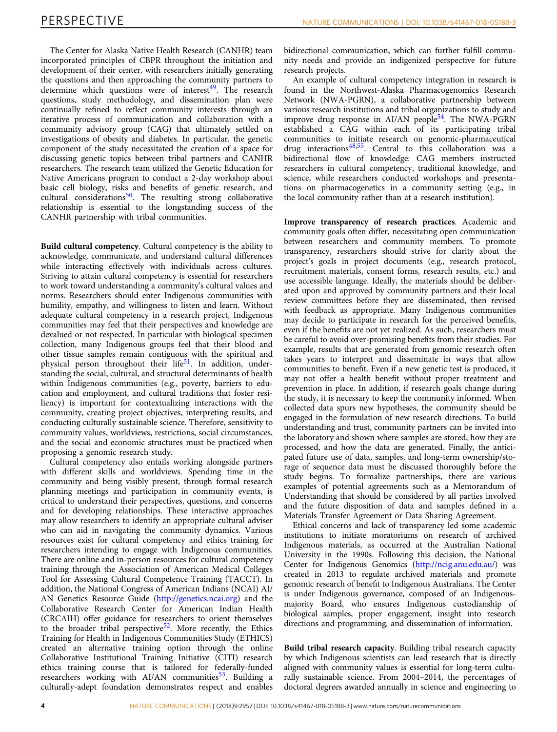The Center for Alaska Native Health Research (CANHR) team incorporated principles of CBPR throughout the initiation and development of their center, with researchers initially generating the questions and then approaching the community partners to determine which questions were of interest[49]. The research questions, study methodology, and dissemination plan were continually refined to reflect community interests through an iterative process of communication and collaboration with a community advisory group (CAG) that ultimately settled on investigations of obesity and diabetes. In particular, the genetic component of the study necessitated the creation of a space for discussing genetic topics between tribal partners and CANHR researchers. The research team utilized the Genetic Education for Native Americans program to conduct a 2-day workshop about basic cell biology, risks and benefits of genetic research, and cultural considerations[50]. The resulting strong collaborative relationship is essential to the longstanding success of the CANHR partnership with tribal communities.

**Build cultural competency**. Cultural competency is the ability to acknowledge, communicate, and understand cultural differences while interacting effectively with individuals across cultures. Striving to attain cultural competency is essential for researchers to work toward understanding a community's cultural values and norms. Researchers should enter Indigenous communities with humility, empathy, and willingness to listen and learn. Without adequate cultural competency in a research project, Indigenous communities may feel that their perspectives and knowledge are devalued or not respected. In particular with biological specimen collection, many Indigenous groups feel that their blood and other tissue samples remain contiguous with the spiritual and physical person throughout their life[51]. In addition, understanding the social, cultural, and structural determinants of health within Indigenous communities (e.g., poverty, barriers to education and employment, and cultural traditions that foster resiliency) is important for contextualizing interactions with the community, creating project objectives, interpreting results, and conducting culturally sustainable science. Therefore, sensitivity to community values, worldviews, restrictions, social circumstances, and the social and economic structures must be practiced when proposing a genomic research study.

Cultural competency also entails working alongside partners with different skills and worldviews. Spending time in the community and being visibly present, through formal research planning meetings and participation in community events, is critical to understand their perspectives, questions, and concerns and for developing relationships. These interactive approaches may allow researchers to identify an appropriate cultural adviser who can aid in navigating the community dynamics. Various resources exist for cultural competency and ethics training for researchers intending to engage with Indigenous communities. There are online and in-person resources for cultural competency training through the Association of American Medical Colleges Tool for Assessing Cultural Competence Training (TACCT). In addition, the National Congress of American Indians (NCAI) AI/AN Genetics Resource Guide (http://genetics.ncai.org) and the Collaborative Research Center for American Indian Health (CRCAIH) offer guidance for researchers to orient themselves to the broader tribal perspective[52]. More recently, the Ethics Training for Health in Indigenous Communities Study (ETHICS) created an alternative training option through the online Collaborative Institutional Training Initiative (CITI) research ethics training course that is tailored for federally-funded researchers working with AI/AN communities[53]. Building a culturally-adept foundation demonstrates respect and enables bidirectional communication, which can further fulfill community needs and provide an indigenized perspective for future research projects.

An example of cultural competency integration in research is found in the Northwest-Alaska Pharmacogenomics Research Network (NWA-PGRN), a collaborative partnership between various research institutions and tribal organizations to study and improve drug response in AI/AN people[54]. The NWA-PGRN established a CAG within each of its participating tribal communities to initiate research on genomic-pharmaceutical drug interactions[48,55]. Central to this collaboration was a bidirectional flow of knowledge: CAG members instructed researchers in cultural competency, traditional knowledge, and science, while researchers conducted workshops and presentations on pharmacogenetics in a community setting (e.g., in the local community rather than at a research institution).

**Improve transparency of research practices**. Academic and community goals often differ, necessitating open communication between researchers and community members. To promote transparency, researchers should strive for clarity about the project's goals in project documents (e.g., research protocol, recruitment materials, consent forms, research results, etc.) and use accessible language. Ideally, the materials should be deliberated upon and approved by community partners and their local review committees before they are disseminated, then revised with feedback as appropriate. Many Indigenous communities may decide to participate in research for the perceived benefits, even if the benefits are not yet realized. As such, researchers must be careful to avoid over-promising benefits from their studies. For example, results that are generated from genomic research often takes years to interpret and disseminate in ways that allow communities to benefit. Even if a new genetic test is produced, it may not offer a health benefit without proper treatment and prevention in place. In addition, if research goals change during the study, it is necessary to keep the community informed. When collected data spurs new hypotheses, the community should be engaged in the formulation of new research directions. To build understanding and trust, community partners can be invited into the laboratory and shown where samples are stored, how they are processed, and how the data are generated. Finally, the anticipated future use of data, samples, and long-term ownership/storage of sequence data must be discussed thoroughly before the study begins. To formalize partnerships, there are various examples of potential agreements such as a Memorandum of Understanding that should be considered by all parties involved and the future disposition of data and samples defined in a Materials Transfer Agreement or Data Sharing Agreement.

Ethical concerns and lack of transparency led some academic institutions to initiate moratoriums on research of archived Indigenous materials, as occurred at the Australian National University in the 1990s. Following this decision, the National Center for Indigenous Genomics (http://ncig.anu.edu.au/) was created in 2013 to regulate archived materials and promote genomic research of benefit to Indigenous Australians. The Center is under Indigenous governance, composed of an Indigenous-majority Board, who ensures Indigenous custodianship of biological samples, proper engagement, insight into research directions and programming, and dissemination of information.

**Build tribal research capacity**. Building tribal research capacity by which Indigenous scientists can lead research that is directly aligned with community values is essential for long-term culturally sustainable science. From 2004–2014, the percentages of doctoral degrees awarded annually in science and engineering to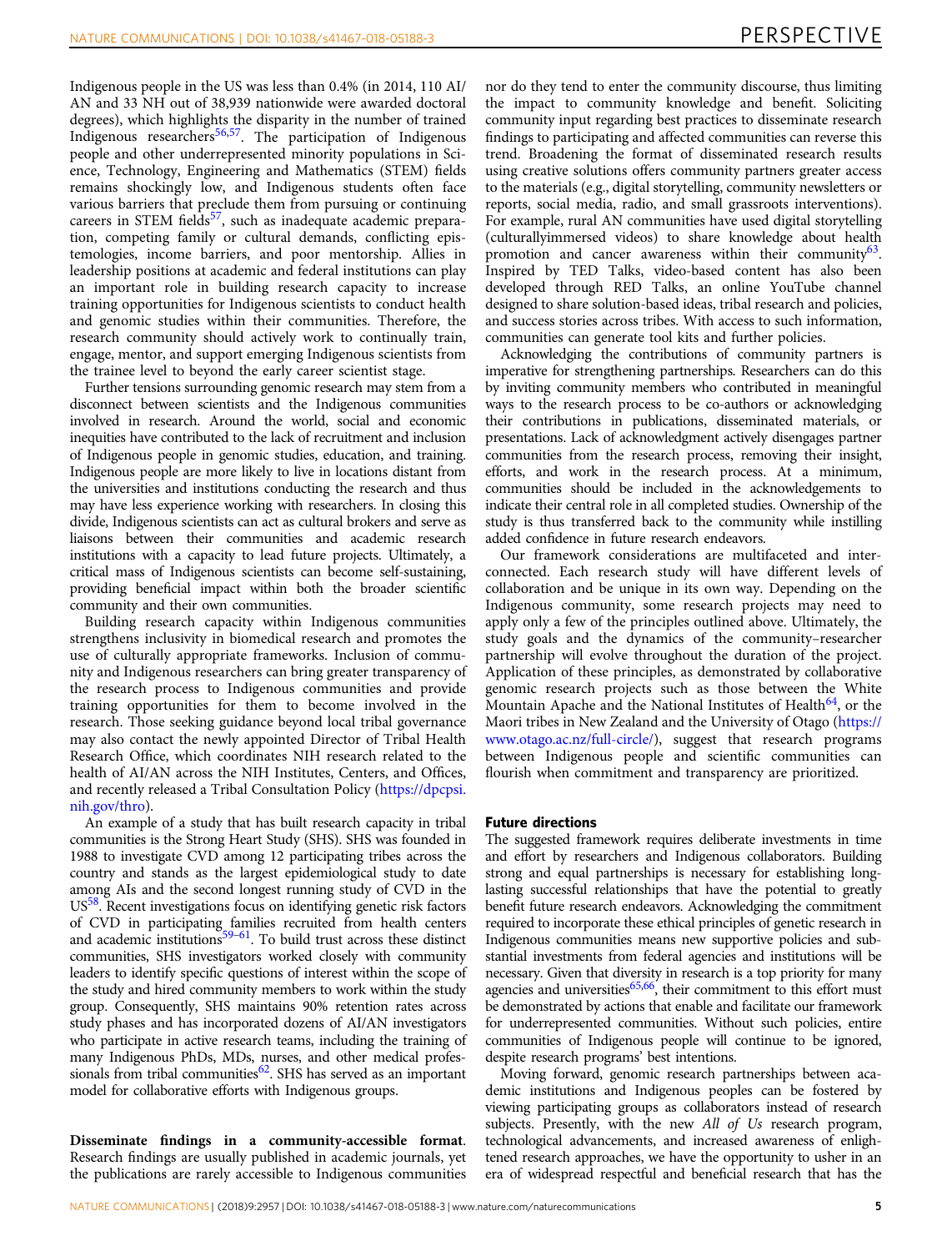Indigenous people in the US was less than 0.4% (in 2014, 110 AI/AN and 33 NH out of 38,939 nationwide were awarded doctoral degrees), which highlights the disparity in the number of trained Indigenous researchers[56,57]. The participation of Indigenous people and other underrepresented minority populations in Science, Technology, Engineering and Mathematics (STEM) fields remains shockingly low, and Indigenous students often face various barriers that preclude them from pursuing or continuing careers in STEM fields[57], such as inadequate academic preparation, competing family or cultural demands, conflicting epistemologies, income barriers, and poor mentorship. Allies in leadership positions at academic and federal institutions can play an important role in building research capacity to increase training opportunities for Indigenous scientists to conduct health and genomic studies within their communities. Therefore, the research community should actively work to continually train, engage, mentor, and support emerging Indigenous scientists from the trainee level to beyond the early career scientist stage.

Further tensions surrounding genomic research may stem from a disconnect between scientists and the Indigenous communities involved in research. Around the world, social and economic inequities have contributed to the lack of recruitment and inclusion of Indigenous people in genomic studies, education, and training. Indigenous people are more likely to live in locations distant from the universities and institutions conducting the research and thus may have less experience working with researchers. In closing this divide, Indigenous scientists can act as cultural brokers and serve as liaisons between their communities and academic research institutions with a capacity to lead future projects. Ultimately, a critical mass of Indigenous scientists can become self-sustaining, providing beneficial impact within both the broader scientific community and their own communities.

Building research capacity within Indigenous communities strengthens inclusivity in biomedical research and promotes the use of culturally appropriate frameworks. Inclusion of community and Indigenous researchers can bring greater transparency of the research process to Indigenous communities and provide training opportunities for them to become involved in the research. Those seeking guidance beyond local tribal governance may also contact the newly appointed Director of Tribal Health Research Office, which coordinates NIH research related to the health of AI/AN across the NIH Institutes, Centers, and Offices, and recently released a Tribal Consultation Policy (https://dpcpsi.nih.gov/thro).

An example of a study that has built research capacity in tribal communities is the Strong Heart Study (SHS). SHS was founded in 1988 to investigate CVD among 12 participating tribes across the country and stands as the largest epidemiological study to date among AIs and the second longest running study of CVD in the US[58]. Recent investigations focus on identifying genetic risk factors of CVD in participating families recruited from health centers and academic institutions[59–61]. To build trust across these distinct communities, SHS investigators worked closely with community leaders to identify specific questions of interest within the scope of the study and hired community members to work within the study group. Consequently, SHS maintains 90% retention rates across study phases and has incorporated dozens of AI/AN investigators who participate in active research teams, including the training of many Indigenous PhDs, MDs, nurses, and other medical professionals from tribal communities[62]. SHS has served as an important model for collaborative efforts with Indigenous groups.

**Disseminate findings in a community-accessible format**. Research findings are usually published in academic journals, yet the publications are rarely accessible to Indigenous communities nor do they tend to enter the community discourse, thus limiting the impact to community knowledge and benefit. Soliciting community input regarding best practices to disseminate research findings to participating and affected communities can reverse this trend. Broadening the format of disseminated research results using creative solutions offers community partners greater access to the materials (e.g., digital storytelling, community newsletters or reports, social media, radio, and small grassroots interventions). For example, rural AN communities have used digital storytelling (culturallyimmersed videos) to share knowledge about health promotion and cancer awareness within their community[63]. Inspired by TED Talks, video-based content has also been developed through RED Talks, an online YouTube channel designed to share solution-based ideas, tribal research and policies, and success stories across tribes. With access to such information, communities can generate tool kits and further policies.

Acknowledging the contributions of community partners is imperative for strengthening partnerships. Researchers can do this by inviting community members who contributed in meaningful ways to the research process to be co-authors or acknowledging their contributions in publications, disseminated materials, or presentations. Lack of acknowledgment actively disengages partner communities from the research process, removing their insight, efforts, and work in the research process. At a minimum, communities should be included in the acknowledgements to indicate their central role in all completed studies. Ownership of the study is thus transferred back to the community while instilling added confidence in future research endeavors.

Our framework considerations are multifaceted and interconnected. Each research study will have different levels of collaboration and be unique in its own way. Depending on the Indigenous community, some research projects may need to apply only a few of the principles outlined above. Ultimately, the study goals and the dynamics of the community–researcher partnership will evolve throughout the duration of the project. Application of these principles, as demonstrated by collaborative genomic research projects such as those between the White Mountain Apache and the National Institutes of Health[64], or the Maori tribes in New Zealand and the University of Otago (https://www.otago.ac.nz/full-circle/), suggest that research programs between Indigenous people and scientific communities can flourish when commitment and transparency are prioritized.

## Future directions

The suggested framework requires deliberate investments in time and effort by researchers and Indigenous collaborators. Building strong and equal partnerships is necessary for establishing long-lasting successful relationships that have the potential to greatly benefit future research endeavors. Acknowledging the commitment required to incorporate these ethical principles of genetic research in Indigenous communities means new supportive policies and substantial investments from federal agencies and institutions will be necessary. Given that diversity in research is a top priority for many agencies and universities[65,66], their commitment to this effort must be demonstrated by actions that enable and facilitate our framework for underrepresented communities. Without such policies, entire communities of Indigenous people will continue to be ignored, despite research programs' best intentions.

Moving forward, genomic research partnerships between academic institutions and Indigenous peoples can be fostered by viewing participating groups as collaborators instead of research subjects. Presently, with the new *All of Us* research program, technological advancements, and increased awareness of enlightened research approaches, we have the opportunity to usher in an era of widespread respectful and beneficial research that has the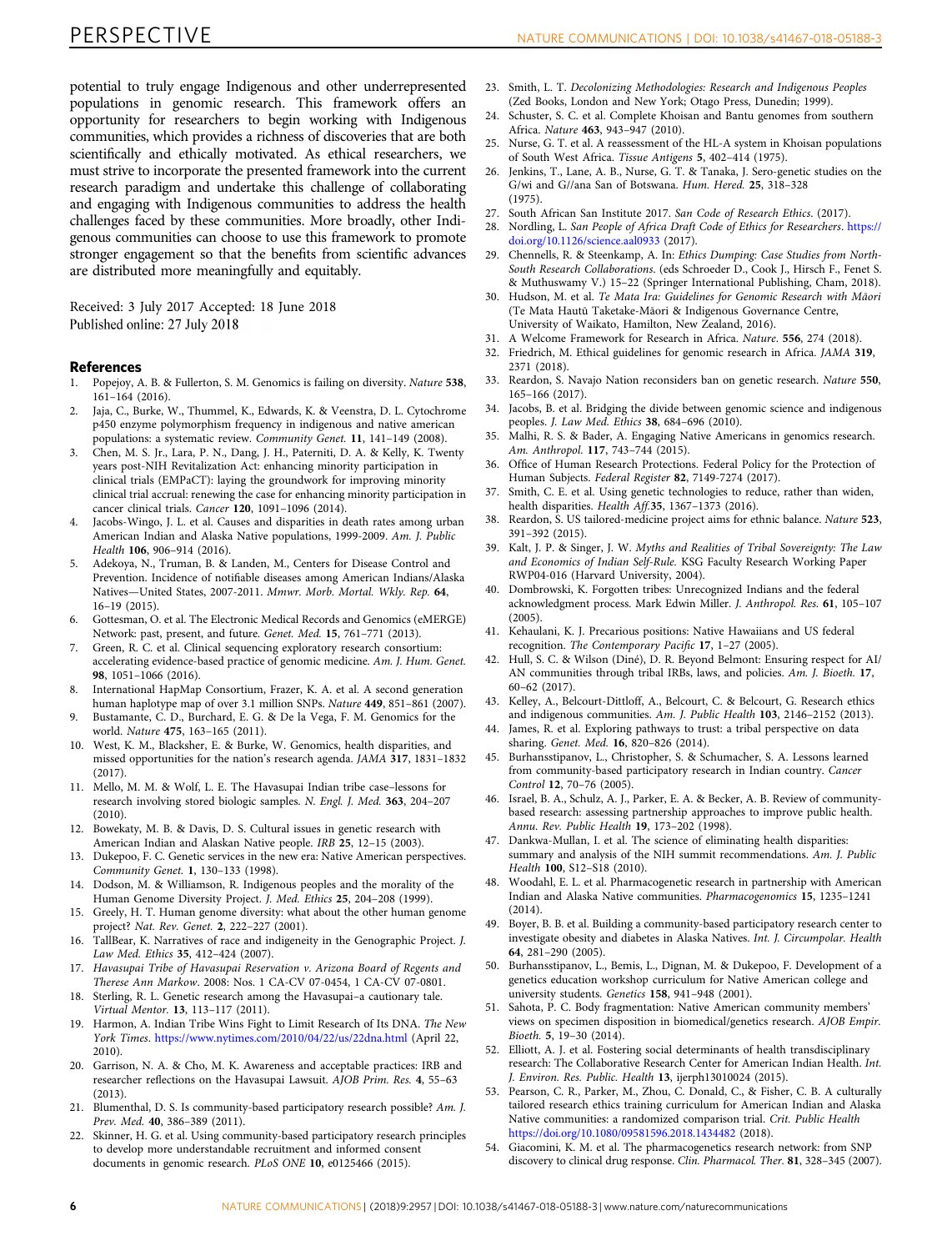potential to truly engage Indigenous and other underrepresented populations in genomic research. This framework offers an opportunity for researchers to begin working with Indigenous communities, which provides a richness of discoveries that are both scientifically and ethically motivated. As ethical researchers, we must strive to incorporate the presented framework into the current research paradigm and undertake this challenge of collaborating and engaging with Indigenous communities to address the health challenges faced by these communities. More broadly, other Indigenous communities can choose to use this framework to promote stronger engagement so that the benefits from scientific advances are distributed more meaningfully and equitably.

Received: 3 July 2017 Accepted: 18 June 2018
Published online: 27 July 2018

## References

1. Popejoy, A. B. & Fullerton, S. M. Genomics is failing on diversity. *Nature* **538**, 161–164 (2016).
2. Jaja, C., Burke, W., Thummel, K., Edwards, K. & Veenstra, D. L. Cytochrome p450 enzyme polymorphism frequency in indigenous and native american populations: a systematic review. *Community Genet.* **11**, 141–149 (2008).
3. Chen, M. S. Jr., Lara, P. N., Dang, J. H., Paterniti, D. A. & Kelly, K. Twenty years post-NIH Revitalization Act: enhancing minority participation in clinical trials (EMPaCT): laying the groundwork for improving minority clinical trial accrual: renewing the case for enhancing minority participation in cancer clinical trials. *Cancer* **120**, 1091–1096 (2014).
4. Jacobs-Wingo, J. L. et al. Causes and disparities in death rates among urban American Indian and Alaska Native populations, 1999-2009. *Am. J. Public Health* **106**, 906–914 (2016).
5. Adekoya, N., Truman, B. & Landen, M., Centers for Disease Control and Prevention. Incidence of notifiable diseases among American Indians/Alaska Natives—United States, 2007-2011. *Mmwr. Morb. Mortal. Wkly. Rep.* **64**, 16–19 (2015).
6. Gottesman, O. et al. The Electronic Medical Records and Genomics (eMERGE) Network: past, present, and future. *Genet. Med.* **15**, 761–771 (2013).
7. Green, R. C. et al. Clinical sequencing exploratory research consortium: accelerating evidence-based practice of genomic medicine. *Am. J. Hum. Genet.* **98**, 1051–1066 (2016).
8. International HapMap Consortium, Frazer, K. A. et al. A second generation human haplotype map of over 3.1 million SNPs. *Nature* **449**, 851–861 (2007).
9. Bustamante, C. D., Burchard, E. G. & De la Vega, F. M. Genomics for the world. *Nature* **475**, 163–165 (2011).
10. West, K. M., Blacksher, E. & Burke, W. Genomics, health disparities, and missed opportunities for the nation's research agenda. *JAMA* **317**, 1831–1832 (2017).
11. Mello, M. M. & Wolf, L. E. The Havasupai Indian tribe case–lessons for research involving stored biologic samples. *N. Engl. J. Med.* **363**, 204–207 (2010).
12. Bowekaty, M. B. & Davis, D. S. Cultural issues in genetic research with American Indian and Alaskan Native people. *IRB* **25**, 12–15 (2003).
13. Dukepoo, F. C. Genetic services in the new era: Native American perspectives. *Community Genet.* **1**, 130–133 (1998).
14. Dodson, M. & Williamson, R. Indigenous peoples and the morality of the Human Genome Diversity Project. *J. Med. Ethics* **25**, 204–208 (1999).
15. Greely, H. T. Human genome diversity: what about the other human genome project? *Nat. Rev. Genet.* **2**, 222–227 (2001).
16. TallBear, K. Narratives of race and indigeneity in the Genographic Project. *J. Law Med. Ethics* **35**, 412–424 (2007).
17. *Havasupai Tribe of Havasupai Reservation v. Arizona Board of Regents and Therese Ann Markow*. 2008: Nos. 1 CA-CV 07-0454, 1 CA-CV 07-0801.
18. Sterling, R. L. Genetic research among the Havasupai–a cautionary tale. *Virtual Mentor.* **13**, 113–117 (2011).
19. Harmon, A. Indian Tribe Wins Fight to Limit Research of Its DNA. *The New York Times*. https://www.nytimes.com/2010/04/22/us/22dna.html (April 22, 2010).
20. Garrison, N. A. & Cho, M. K. Awareness and acceptable practices: IRB and researcher reflections on the Havasupai Lawsuit. *AJOB Prim. Res.* **4**, 55–63 (2013).
21. Blumenthal, D. S. Is community-based participatory research possible? *Am. J. Prev. Med.* **40**, 386–389 (2011).
22. Skinner, H. G. et al. Using community-based participatory research principles to develop more understandable recruitment and informed consent documents in genomic research. *PLoS ONE* **10**, e0125466 (2015).
23. Smith, L. T. *Decolonizing Methodologies: Research and Indigenous Peoples* (Zed Books, London and New York; Otago Press, Dunedin; 1999).
24. Schuster, S. C. et al. Complete Khoisan and Bantu genomes from southern Africa. *Nature* **463**, 943–947 (2010).
25. Nurse, G. T. et al. A reassessment of the HL-A system in Khoisan populations of South West Africa. *Tissue Antigens* **5**, 402–414 (1975).
26. Jenkins, T., Lane, A. B., Nurse, G. T. & Tanaka, J. Sero-genetic studies on the G/wi and G//ana San of Botswana. *Hum. Hered.* **25**, 318–328 (1975).
27. South African San Institute 2017. *San Code of Research Ethics*. (2017).
28. Nordling, L. *San People of Africa Draft Code of Ethics for Researchers*. https://doi.org/10.1126/science.aal0933 (2017).
29. Chennells, R. & Steenkamp, A. In: *Ethics Dumping: Case Studies from North-South Research Collaborations*. (eds Schroeder D., Cook J., Hirsch F., Fenet S. & Muthuswamy V.) 15–22 (Springer International Publishing, Cham, 2018).
30. Hudson, M. et al. *Te Mata Ira: Guidelines for Genomic Research with Māori* (Te Mata Hautū Taketake-Māori & Indigenous Governance Centre, University of Waikato, Hamilton, New Zealand, 2016).
31. A Welcome Framework for Research in Africa. *Nature*. **556**, 274 (2018).
32. Friedrich, M. Ethical guidelines for genomic research in Africa. *JAMA* **319**, 2371 (2018).
33. Reardon, S. Navajo Nation reconsiders ban on genetic research. *Nature* **550**, 165–166 (2017).
34. Jacobs, B. et al. Bridging the divide between genomic science and indigenous peoples. *J. Law Med. Ethics* **38**, 684–696 (2010).
35. Malhi, R. S. & Bader, A. Engaging Native Americans in genomics research. *Am. Anthropol.* **117**, 743–744 (2015).
36. Office of Human Research Protections. Federal Policy for the Protection of Human Subjects. *Federal Register* **82**, 7149-7274 (2017).
37. Smith, C. E. et al. Using genetic technologies to reduce, rather than widen, health disparities. *Health Aff.***35**, 1367–1373 (2016).
38. Reardon, S. US tailored-medicine project aims for ethnic balance. *Nature* **523**, 391–392 (2015).
39. Kalt, J. P. & Singer, J. W. *Myths and Realities of Tribal Sovereignty: The Law and Economics of Indian Self-Rule.* KSG Faculty Research Working Paper RWP04-016 (Harvard University, 2004).
40. Dombrowski, K. Forgotten tribes: Unrecognized Indians and the federal acknowledgment process. Mark Edwin Miller. *J. Anthropol. Res.* **61**, 105–107 (2005).
41. Kehaulani, K. J. Precarious positions: Native Hawaiians and US federal recognition. *The Contemporary Pacific* **17**, 1–27 (2005).
42. Hull, S. C. & Wilson (Diné), D. R. Beyond Belmont: Ensuring respect for AI/AN communities through tribal IRBs, laws, and policies. *Am. J. Bioeth.* **17**, 60–62 (2017).
43. Kelley, A., Belcourt-Dittloff, A., Belcourt, C. & Belcourt, G. Research ethics and indigenous communities. *Am. J. Public Health* **103**, 2146–2152 (2013).
44. James, R. et al. Exploring pathways to trust: a tribal perspective on data sharing. *Genet. Med.* **16**, 820–826 (2014).
45. Burhansstipanov, L., Christopher, S. & Schumacher, S. A. Lessons learned from community-based participatory research in Indian country. *Cancer Control* **12**, 70–76 (2005).
46. Israel, B. A., Schulz, A. J., Parker, E. A. & Becker, A. B. Review of community-based research: assessing partnership approaches to improve public health. *Annu. Rev. Public Health* **19**, 173–202 (1998).
47. Dankwa-Mullan, I. et al. The science of eliminating health disparities: summary and analysis of the NIH summit recommendations. *Am. J. Public Health* **100**, S12–S18 (2010).
48. Woodahl, E. L. et al. Pharmacogenetic research in partnership with American Indian and Alaska Native communities. *Pharmacogenomics* **15**, 1235–1241 (2014).
49. Boyer, B. B. et al. Building a community-based participatory research center to investigate obesity and diabetes in Alaska Natives. *Int. J. Circumpolar. Health* **64**, 281–290 (2005).
50. Burhansstipanov, L., Bemis, L., Dignan, M. & Dukepoo, F. Development of a genetics education workshop curriculum for Native American college and university students. *Genetics* **158**, 941–948 (2001).
51. Sahota, P. C. Body fragmentation: Native American community members' views on specimen disposition in biomedical/genetics research. *AJOB Empir. Bioeth.* **5**, 19–30 (2014).
52. Elliott, A. J. et al. Fostering social determinants of health transdisciplinary research: The Collaborative Research Center for American Indian Health. *Int. J. Environ. Res. Public. Health* **13**, ijerph13010024 (2015).
53. Pearson, C. R., Parker, M., Zhou, C., Donald, C., & Fisher, C. B. A culturally tailored research ethics training curriculum for American Indian and Alaska Native communities: a randomized comparison trial. *Crit. Public Health* https://doi.org/10.1080/09581596.2018.1434482 (2018).
54. Giacomini, K. M. et al. The pharmacogenetics research network: from SNP discovery to clinical drug response. *Clin. Pharmacol. Ther.* **81**, 328–345 (2007).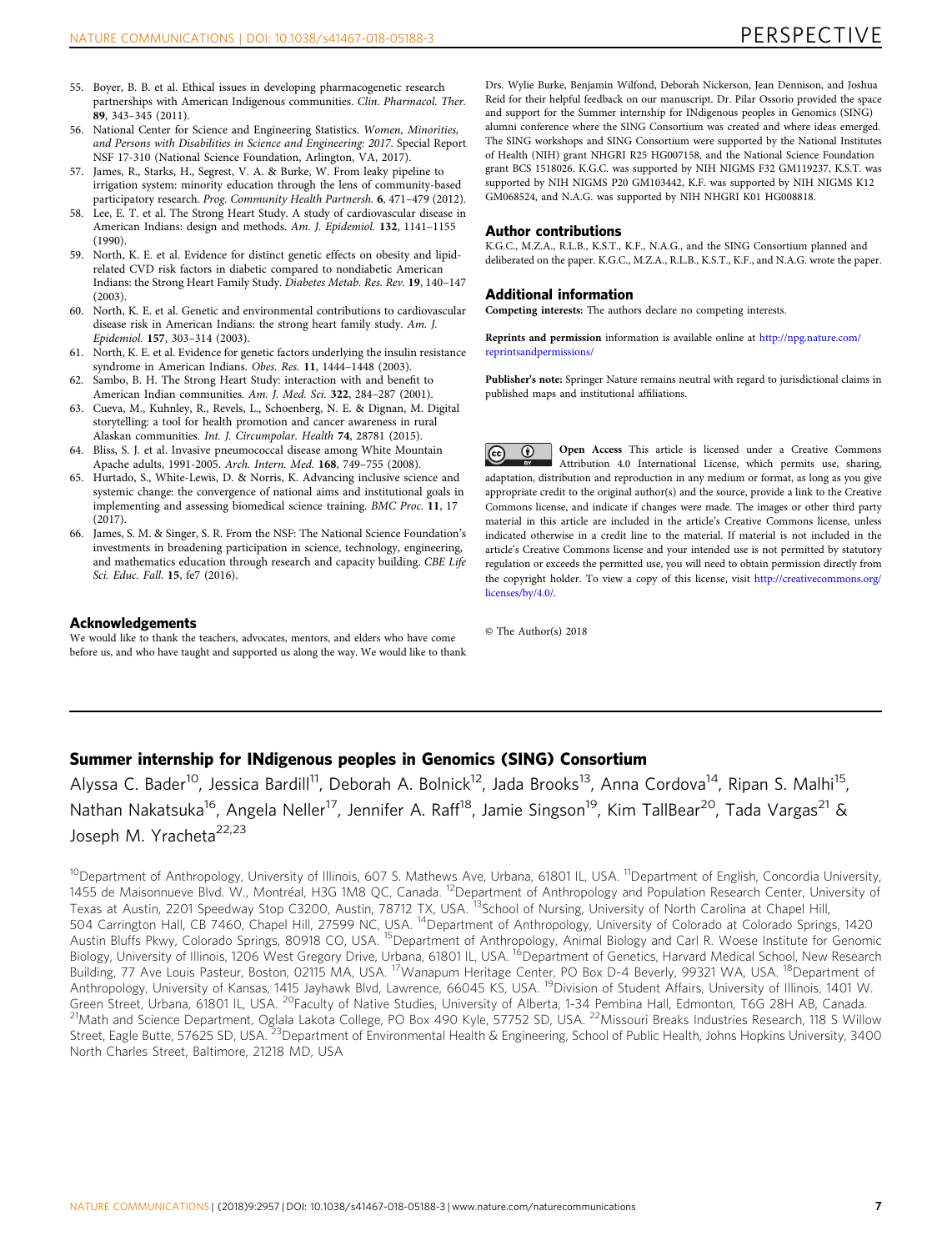55. Boyer, B. B. et al. Ethical issues in developing pharmacogenetic research partnerships with American Indigenous communities. *Clin. Pharmacol. Ther.* **89**, 343–345 (2011).
56. National Center for Science and Engineering Statistics. *Women, Minorities, and Persons with Disabilities in Science and Engineering: 2017*. Special Report NSF 17-310 (National Science Foundation, Arlington, VA, 2017).
57. James, R., Starks, H., Segrest, V. A. & Burke, W. From leaky pipeline to irrigation system: minority education through the lens of community-based participatory research. *Prog. Community Health Partnersh.* **6**, 471–479 (2012).
58. Lee, E. T. et al. The Strong Heart Study. A study of cardiovascular disease in American Indians: design and methods. *Am. J. Epidemiol.* **132**, 1141–1155 (1990).
59. North, K. E. et al. Evidence for distinct genetic effects on obesity and lipid-related CVD risk factors in diabetic compared to nondiabetic American Indians: the Strong Heart Family Study. *Diabetes Metab. Res. Rev.* **19**, 140–147 (2003).
60. North, K. E. et al. Genetic and environmental contributions to cardiovascular disease risk in American Indians: the strong heart family study. *Am. J. Epidemiol.* **157**, 303–314 (2003).
61. North, K. E. et al. Evidence for genetic factors underlying the insulin resistance syndrome in American Indians. *Obes. Res.* **11**, 1444–1448 (2003).
62. Sambo, B. H. The Strong Heart Study: interaction with and benefit to American Indian communities. *Am. J. Med. Sci.* **322**, 284–287 (2001).
63. Cueva, M., Kuhnley, R., Revels, L., Schoenberg, N. E. & Dignan, M. Digital storytelling: a tool for health promotion and cancer awareness in rural Alaskan communities. *Int. J. Circumpolar. Health* **74**, 28781 (2015).
64. Bliss, S. J. et al. Invasive pneumococcal disease among White Mountain Apache adults, 1991-2005. *Arch. Intern. Med.* **168**, 749–755 (2008).
65. Hurtado, S., White-Lewis, D. & Norris, K. Advancing inclusive science and systemic change: the convergence of national aims and institutional goals in implementing and assessing biomedical science training. *BMC Proc.* **11**, 17 (2017).
66. James, S. M. & Singer, S. R. From the NSF: The National Science Foundation's investments in broadening participation in science, technology, engineering, and mathematics education through research and capacity building. *CBE Life Sci. Educ. Fall.* **15**, fe7 (2016).

## Acknowledgements

We would like to thank the teachers, advocates, mentors, and elders who have come before us, and who have taught and supported us along the way. We would like to thank Drs. Wylie Burke, Benjamin Wilfond, Deborah Nickerson, Jean Dennison, and Joshua Reid for their helpful feedback on our manuscript. Dr. Pilar Ossorio provided the space and support for the Summer internship for INdigenous peoples in Genomics (SING) alumni conference where the SING Consortium was created and where ideas emerged. The SING workshops and SING Consortium were supported by the National Institutes of Health (NIH) grant NHGRI R25 HG007158, and the National Science Foundation grant BCS 1518026. K.G.C. was supported by NIH NIGMS F32 GM119237, K.S.T. was supported by NIH NIGMS P20 GM103442, K.F. was supported by NIH NIGMS K12 GM068524, and N.A.G. was supported by NIH NHGRI K01 HG008818.

## Author contributions

K.G.C., M.Z.A., R.L.B., K.S.T., K.F., N.A.G., and the SING Consortium planned and deliberated on the paper. K.G.C., M.Z.A., R.L.B., K.S.T., K.F., and N.A.G. wrote the paper.

## Additional information

**Competing interests:** The authors declare no competing interests.

**Reprints and permission** information is available online at http://npg.nature.com/reprintsandpermissions/

**Publisher's note:** Springer Nature remains neutral with regard to jurisdictional claims in published maps and institutional affiliations.

**Open Access** This article is licensed under a Creative Commons Attribution 4.0 International License, which permits use, sharing, adaptation, distribution and reproduction in any medium or format, as long as you give appropriate credit to the original author(s) and the source, provide a link to the Creative Commons license, and indicate if changes were made. The images or other third party material in this article are included in the article's Creative Commons license, unless indicated otherwise in a credit line to the material. If material is not included in the article's Creative Commons license and your intended use is not permitted by statutory regulation or exceeds the permitted use, you will need to obtain permission directly from the copyright holder. To view a copy of this license, visit http://creativecommons.org/licenses/by/4.0/.

© The Author(s) 2018

## Summer internship for INdigenous peoples in Genomics (SING) Consortium

Alyssa C. Bader[10], Jessica Bardill[11], Deborah A. Bolnick[12], Jada Brooks[13], Anna Cordova[14], Ripan S. Malhi[15], Nathan Nakatsuka[16], Angela Neller[17], Jennifer A. Raff[18], Jamie Singson[19], Kim TallBear[20], Tada Vargas[21] & Joseph M. Yracheta[22,23]

[10]Department of Anthropology, University of Illinois, 607 S. Mathews Ave, Urbana, 61801 IL, USA. [11]Department of English, Concordia University, 1455 de Maisonnueve Blvd. W., Montréal, H3G 1M8 QC, Canada. [12]Department of Anthropology and Population Research Center, University of Texas at Austin, 2201 Speedway Stop C3200, Austin, 78712 TX, USA. [13]School of Nursing, University of North Carolina at Chapel Hill, 504 Carrington Hall, CB 7460, Chapel Hill, 27599 NC, USA. [14]Department of Anthropology, University of Colorado at Colorado Springs, 1420 Austin Bluffs Pkwy, Colorado Springs, 80918 CO, USA. [15]Department of Anthropology, Animal Biology and Carl R. Woese Institute for Genomic Biology, University of Illinois, 1206 West Gregory Drive, Urbana, 61801 IL, USA. [16]Department of Genetics, Harvard Medical School, New Research Building, 77 Ave Louis Pasteur, Boston, 02115 MA, USA. [17]Wanapum Heritage Center, PO Box D-4 Beverly, 99321 WA, USA. [18]Department of Anthropology, University of Kansas, 1415 Jayhawk Blvd, Lawrence, 66045 KS, USA. [19]Division of Student Affairs, University of Illinois, 1401 W. Green Street, Urbana, 61801 IL, USA. [20]Faculty of Native Studies, University of Alberta, 1-34 Pembina Hall, Edmonton, T6G 28H AB, Canada. [21]Math and Science Department, Oglala Lakota College, PO Box 490 Kyle, 57752 SD, USA. [22]Missouri Breaks Industries Research, 118 S Willow Street, Eagle Butte, 57625 SD, USA. [23]Department of Environmental Health & Engineering, School of Public Health, Johns Hopkins University, 3400 North Charles Street, Baltimore, 21218 MD, USA